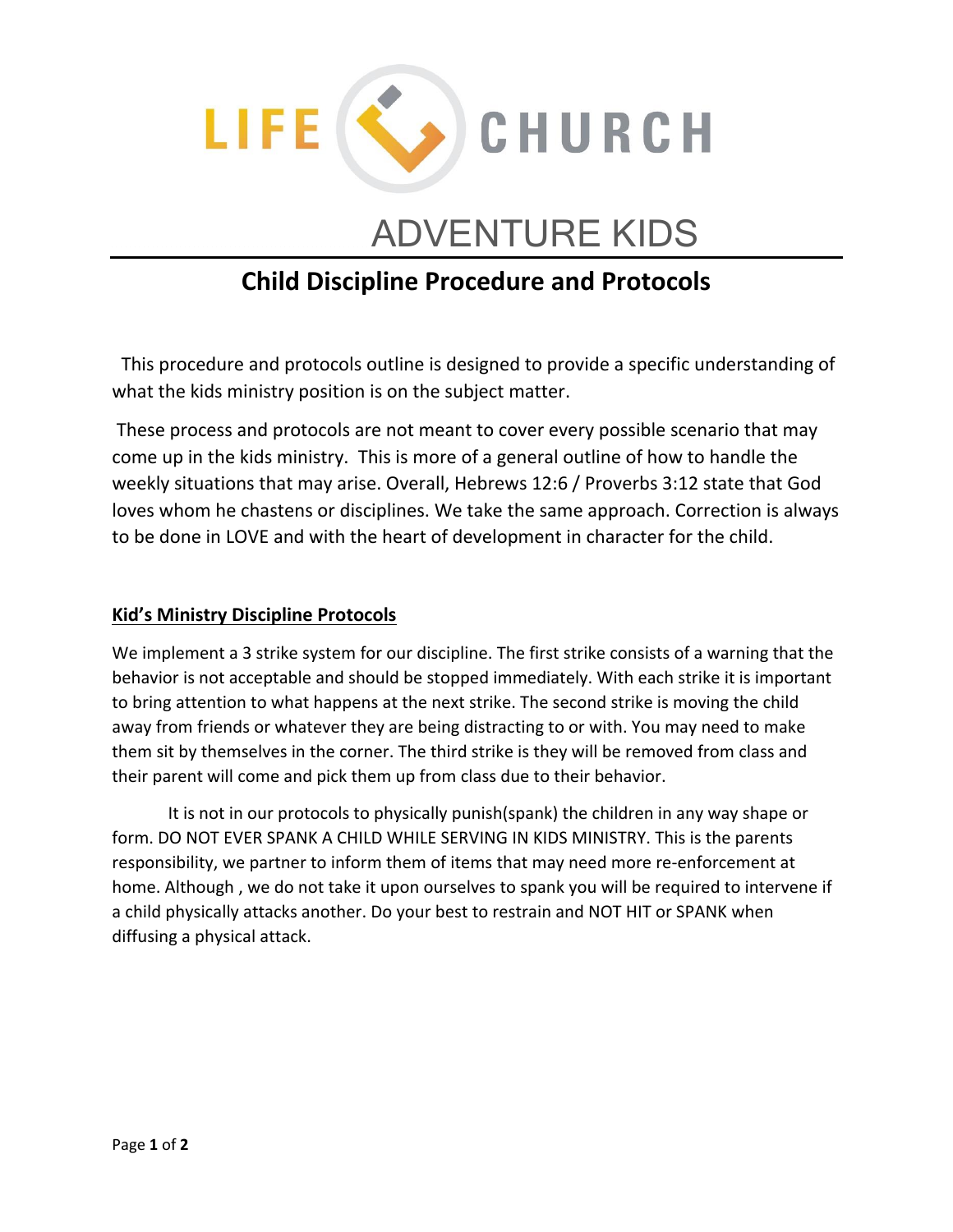LIFE CHURCH

# ADVENTURE KIDS

## Child Discipline Procedure and Protocols

This procedure and protocols outline is designed to provide a specific understanding of what the kids ministry position is on the subject matter.

These process and protocols are not meant to cover every possible scenario that may come up in the kids ministry. This is more of a general outline of how to handle the weekly situations that may arise. Overall, Hebrews 12:6 / Proverbs 3:12 state that God loves whom he chastens or disciplines. We take the same approach. Correction is always to be done in LOVE and with the heart of development in character for the child.

### Kid's Ministry Discipline Protocols

We implement a 3 strike system for our discipline. The first strike consists of a warning that the behavior is not acceptable and should be stopped immediately. With each strike it is important to bring attention to what happens at the next strike. The second strike is moving the child away from friends or whatever they are being distracting to or with. You may need to make them sit by themselves in the corner. The third strike is they will be removed from class and their parent will come and pick them up from class due to their behavior.

It is not in our protocols to physically punish(spank) the children in any way shape or form. DO NOT EVER SPANK A CHILD WHILE SERVING IN KIDS MINISTRY. This is the parents responsibility, we partner to inform them of items that may need more re-enforcement at home. Although , we do not take it upon ourselves to spank you will be required to intervene if a child physically attacks another. Do your best to restrain and NOT HIT or SPANK when diffusing a physical attack.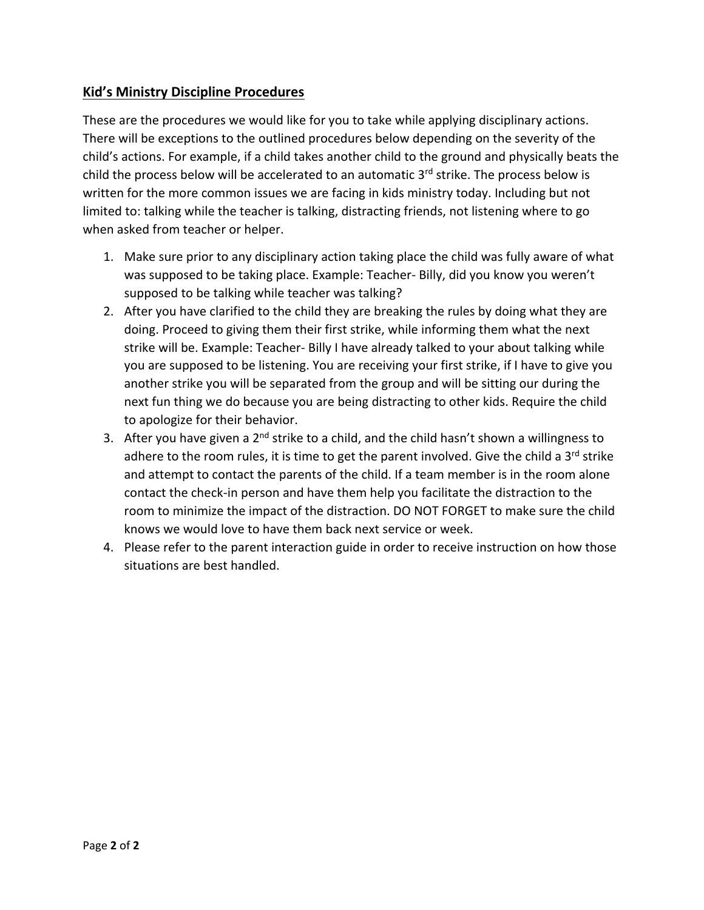## Kid's Ministry Discipline Procedures

These are the procedures we would like for you to take while applying disciplinary actions. There will be exceptions to the outlined procedures below depending on the severity of the child's actions. For example, if a child takes another child to the ground and physically beats the child the process below will be accelerated to an automatic 3rd strike. The process below is written for the more common issues we are facing in kids ministry today. Including but not limited to: talking while the teacher is talking, distracting friends, not listening where to go when asked from teacher or helper.

1. Make sure prior to any disciplinary action taking place the child was fully aware of what was supposed to be taking place. Example: Teacher- Billy, did you know you weren't supposed to be talking while teacher was talking?
2. After you have clarified to the child they are breaking the rules by doing what they are doing. Proceed to giving them their first strike, while informing them what the next strike will be. Example: Teacher- Billy I have already talked to your about talking while you are supposed to be listening. You are receiving your first strike, if I have to give you another strike you will be separated from the group and will be sitting our during the next fun thing we do because you are being distracting to other kids. Require the child to apologize for their behavior.
3. After you have given a 2nd strike to a child, and the child hasn't shown a willingness to adhere to the room rules, it is time to get the parent involved. Give the child a 3rd strike and attempt to contact the parents of the child. If a team member is in the room alone contact the check-in person and have them help you facilitate the distraction to the room to minimize the impact of the distraction. DO NOT FORGET to make sure the child knows we would love to have them back next service or week.
4. Please refer to the parent interaction guide in order to receive instruction on how those situations are best handled.